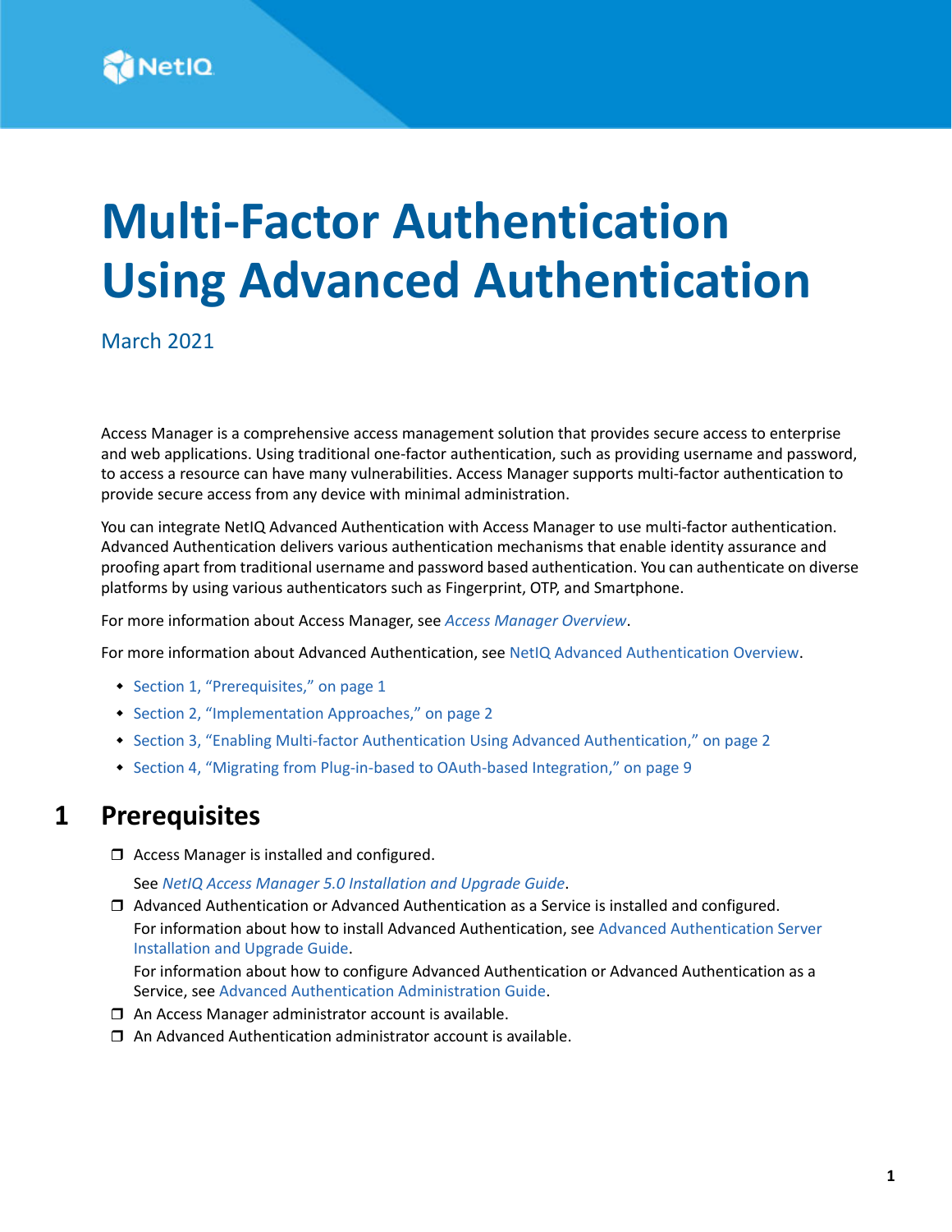# Multi-Factor Authentication Using Advanced Authentication

March 2021

Access Manager is a comprehensive access management solution that provides secure access to enterprise and web applications. Using traditional one-factor authentication, such as providing username and password, to access a resource can have many vulnerabilities. Access Manager supports multi-factor authentication to provide secure access from any device with minimal administration.

You can integrate NetIQ Advanced Authentication with Access Manager to use multi-factor authentication. Advanced Authentication delivers various authentication mechanisms that enable identity assurance and proofing apart from traditional username and password based authentication. You can authenticate on diverse platforms by using various authenticators such as Fingerprint, OTP, and Smartphone.

For more information about Access Manager, see *Access Manager Overview*.

For more information about Advanced Authentication, see NetIQ Advanced Authentication Overview.

- Section 1, "Prerequisites," on page 1
- Section 2, "Implementation Approaches," on page 2
- Section 3, "Enabling Multi-factor Authentication Using Advanced Authentication," on page 2
- Section 4, "Migrating from Plug-in-based to OAuth-based Integration," on page 9

## 1 Prerequisites

- ❒ Access Manager is installed and configured.

  See *NetIQ Access Manager 5.0 Installation and Upgrade Guide*.
- ❒ Advanced Authentication or Advanced Authentication as a Service is installed and configured.

  For information about how to install Advanced Authentication, see Advanced Authentication Server Installation and Upgrade Guide.

  For information about how to configure Advanced Authentication or Advanced Authentication as a Service, see Advanced Authentication Administration Guide.
- ❒ An Access Manager administrator account is available.
- ❒ An Advanced Authentication administrator account is available.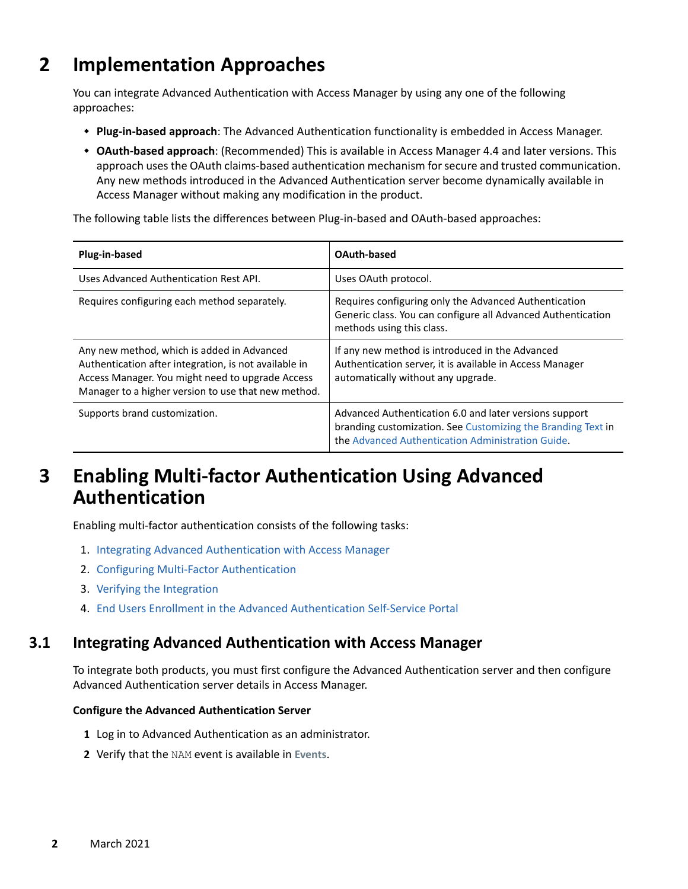# 2 Implementation Approaches

You can integrate Advanced Authentication with Access Manager by using any one of the following approaches:

- **Plug-in-based approach**: The Advanced Authentication functionality is embedded in Access Manager.
- **OAuth-based approach**: (Recommended) This is available in Access Manager 4.4 and later versions. This approach uses the OAuth claims-based authentication mechanism for secure and trusted communication. Any new methods introduced in the Advanced Authentication server become dynamically available in Access Manager without making any modification in the product.

The following table lists the differences between Plug-in-based and OAuth-based approaches:

| Plug-in-based | OAuth-based |
| --- | --- |
| Uses Advanced Authentication Rest API. | Uses OAuth protocol. |
| Requires configuring each method separately. | Requires configuring only the Advanced Authentication Generic class. You can configure all Advanced Authentication methods using this class. |
| Any new method, which is added in Advanced Authentication after integration, is not available in Access Manager. You might need to upgrade Access Manager to a higher version to use that new method. | If any new method is introduced in the Advanced Authentication server, it is available in Access Manager automatically without any upgrade. |
| Supports brand customization. | Advanced Authentication 6.0 and later versions support branding customization. See Customizing the Branding Text in the Advanced Authentication Administration Guide. |

# 3 Enabling Multi-factor Authentication Using Advanced Authentication

Enabling multi-factor authentication consists of the following tasks:

1. Integrating Advanced Authentication with Access Manager
2. Configuring Multi-Factor Authentication
3. Verifying the Integration
4. End Users Enrollment in the Advanced Authentication Self-Service Portal

## 3.1 Integrating Advanced Authentication with Access Manager

To integrate both products, you must first configure the Advanced Authentication server and then configure Advanced Authentication server details in Access Manager.

**Configure the Advanced Authentication Server**

1 Log in to Advanced Authentication as an administrator.

2 Verify that the `NAM` event is available in **Events**.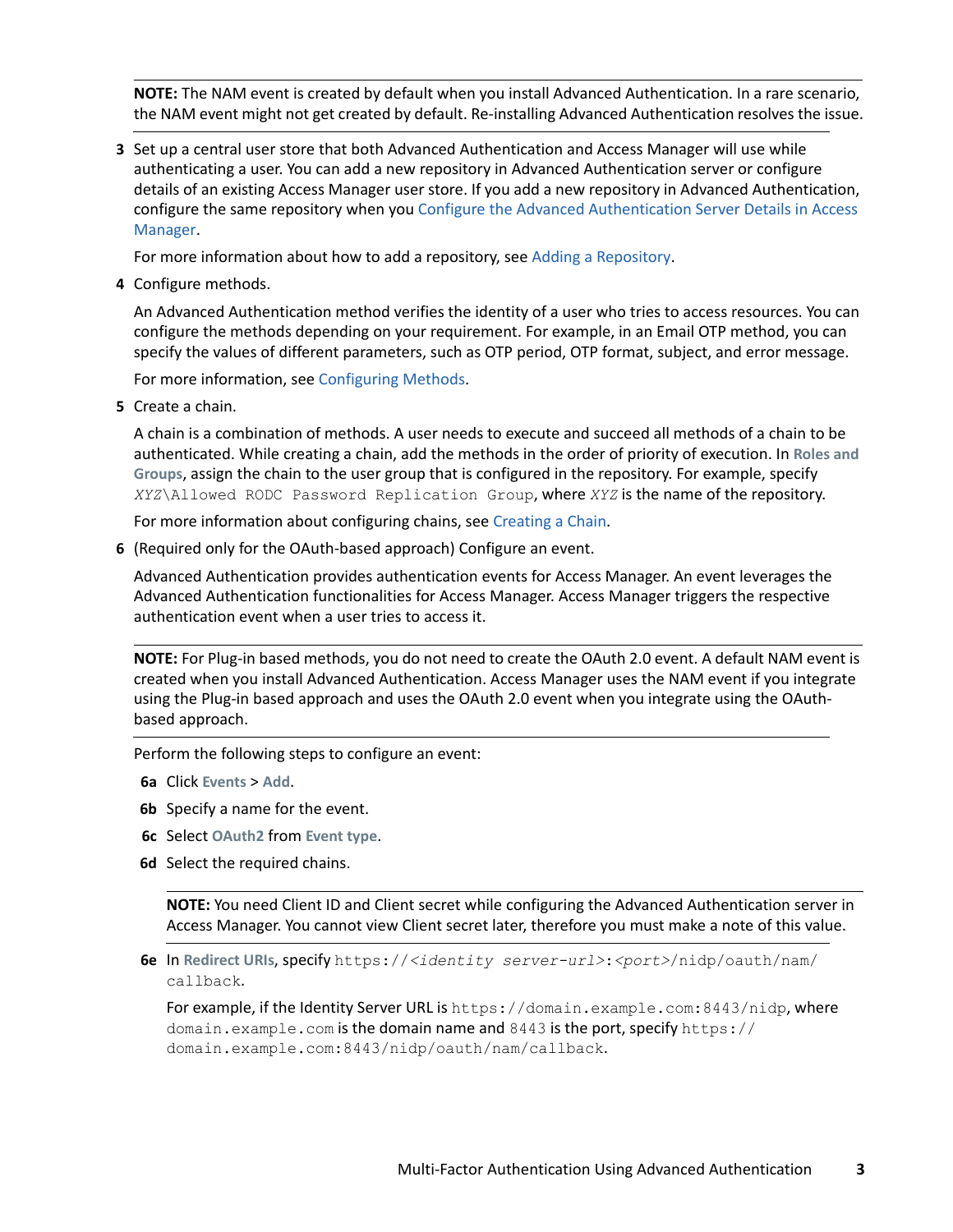**NOTE:** The NAM event is created by default when you install Advanced Authentication. In a rare scenario, the NAM event might not get created by default. Re-installing Advanced Authentication resolves the issue.

3 Set up a central user store that both Advanced Authentication and Access Manager will use while authenticating a user. You can add a new repository in Advanced Authentication server or configure details of an existing Access Manager user store. If you add a new repository in Advanced Authentication, configure the same repository when you Configure the Advanced Authentication Server Details in Access Manager.

   For more information about how to add a repository, see Adding a Repository.

4 Configure methods.

   An Advanced Authentication method verifies the identity of a user who tries to access resources. You can configure the methods depending on your requirement. For example, in an Email OTP method, you can specify the values of different parameters, such as OTP period, OTP format, subject, and error message.

   For more information, see Configuring Methods.

5 Create a chain.

   A chain is a combination of methods. A user needs to execute and succeed all methods of a chain to be authenticated. While creating a chain, add the methods in the order of priority of execution. In **Roles and Groups**, assign the chain to the user group that is configured in the repository. For example, specify `XYZ\Allowed RODC Password Replication Group`, where `XYZ` is the name of the repository.

   For more information about configuring chains, see Creating a Chain.

6 (Required only for the OAuth-based approach) Configure an event.

   Advanced Authentication provides authentication events for Access Manager. An event leverages the Advanced Authentication functionalities for Access Manager. Access Manager triggers the respective authentication event when a user tries to access it.

   **NOTE:** For Plug-in based methods, you do not need to create the OAuth 2.0 event. A default NAM event is created when you install Advanced Authentication. Access Manager uses the NAM event if you integrate using the Plug-in based approach and uses the OAuth 2.0 event when you integrate using the OAuth-based approach.

   Perform the following steps to configure an event:

   6a Click **Events** > **Add**.

   6b Specify a name for the event.

   6c Select **OAuth2** from **Event type**.

   6d Select the required chains.

      **NOTE:** You need Client ID and Client secret while configuring the Advanced Authentication server in Access Manager. You cannot view Client secret later, therefore you must make a note of this value.

   6e In **Redirect URIs**, specify `https://<identity server-url>:<port>/nidp/oauth/nam/callback`.

      For example, if the Identity Server URL is `https://domain.example.com:8443/nidp`, where `domain.example.com` is the domain name and `8443` is the port, specify `https://domain.example.com:8443/nidp/oauth/nam/callback`.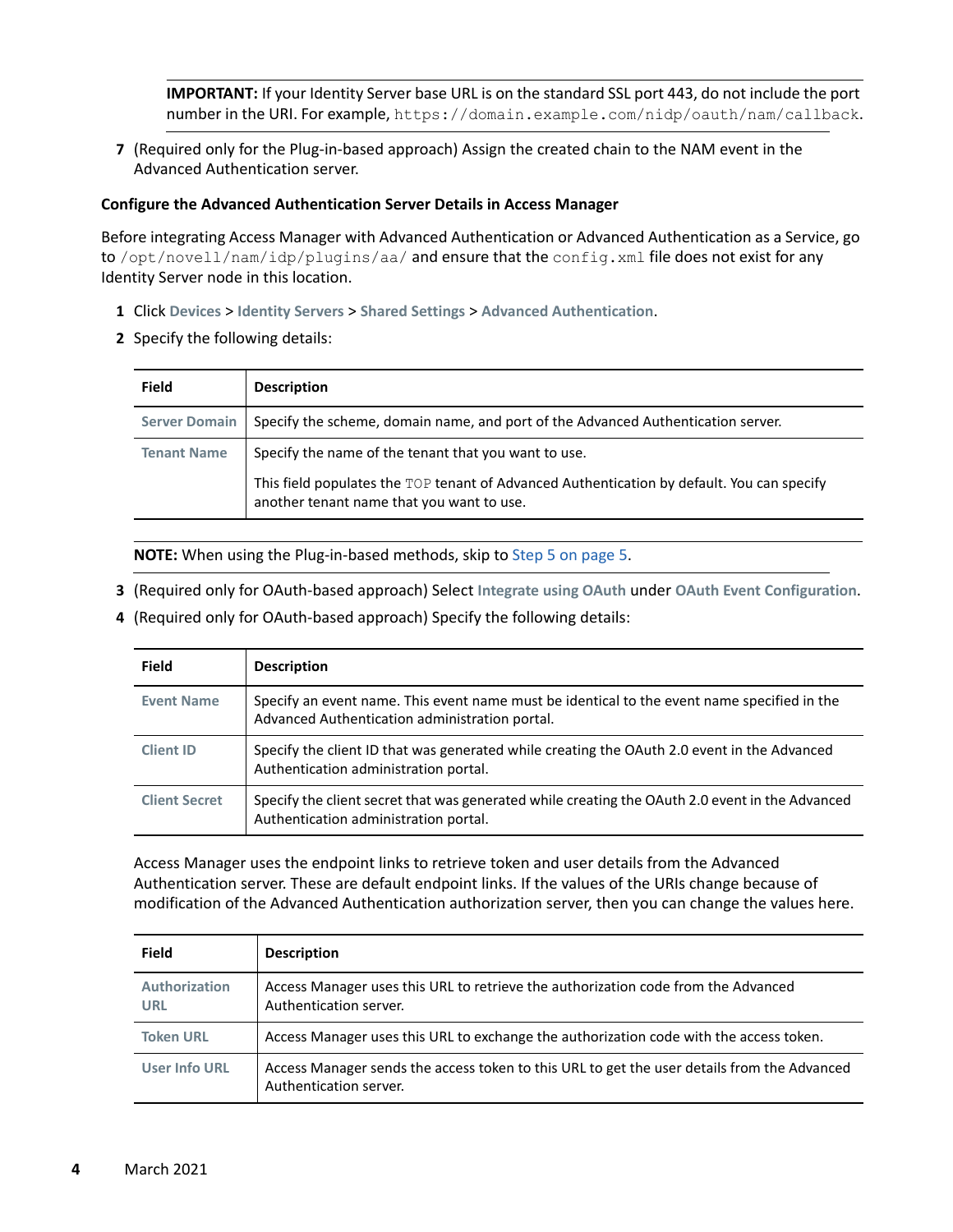**IMPORTANT:** If your Identity Server base URL is on the standard SSL port 443, do not include the port number in the URI. For example, `https://domain.example.com/nidp/oauth/nam/callback`.

7 (Required only for the Plug-in-based approach) Assign the created chain to the NAM event in the Advanced Authentication server.

### Configure the Advanced Authentication Server Details in Access Manager

Before integrating Access Manager with Advanced Authentication or Advanced Authentication as a Service, go to `/opt/novell/nam/idp/plugins/aa/` and ensure that the `config.xml` file does not exist for any Identity Server node in this location.

1. Click **Devices** > **Identity Servers** > **Shared Settings** > **Advanced Authentication**.
2. Specify the following details:

| Field | Description |
|---|---|
| **Server Domain** | Specify the scheme, domain name, and port of the Advanced Authentication server. |
| **Tenant Name** | Specify the name of the tenant that you want to use.<br><br>This field populates the `TOP` tenant of Advanced Authentication by default. You can specify another tenant name that you want to use. |

**NOTE:** When using the Plug-in-based methods, skip to Step 5 on page 5.

3. (Required only for OAuth-based approach) Select **Integrate using OAuth** under **OAuth Event Configuration**.
4. (Required only for OAuth-based approach) Specify the following details:

| Field | Description |
|---|---|
| **Event Name** | Specify an event name. This event name must be identical to the event name specified in the Advanced Authentication administration portal. |
| **Client ID** | Specify the client ID that was generated while creating the OAuth 2.0 event in the Advanced Authentication administration portal. |
| **Client Secret** | Specify the client secret that was generated while creating the OAuth 2.0 event in the Advanced Authentication administration portal. |

Access Manager uses the endpoint links to retrieve token and user details from the Advanced Authentication server. These are default endpoint links. If the values of the URIs change because of modification of the Advanced Authentication authorization server, then you can change the values here.

| Field | Description |
|---|---|
| **Authorization URL** | Access Manager uses this URL to retrieve the authorization code from the Advanced Authentication server. |
| **Token URL** | Access Manager uses this URL to exchange the authorization code with the access token. |
| **User Info URL** | Access Manager sends the access token to this URL to get the user details from the Advanced Authentication server. |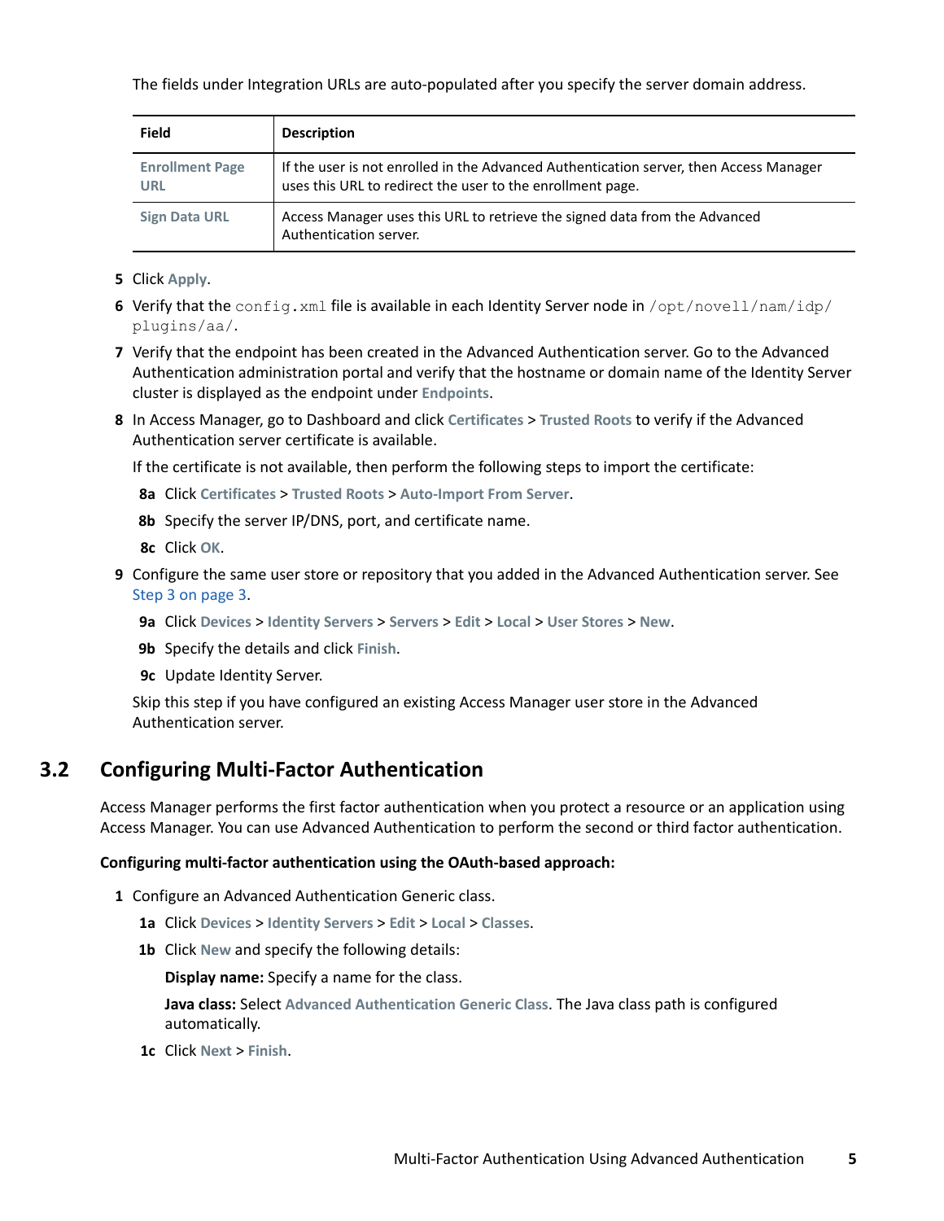The fields under Integration URLs are auto-populated after you specify the server domain address.

| Field | Description |
|---|---|
| **Enrollment Page URL** | If the user is not enrolled in the Advanced Authentication server, then Access Manager uses this URL to redirect the user to the enrollment page. |
| **Sign Data URL** | Access Manager uses this URL to retrieve the signed data from the Advanced Authentication server. |

5. Click **Apply**.
6. Verify that the `config.xml` file is available in each Identity Server node in `/opt/novell/nam/idp/plugins/aa/`.
7. Verify that the endpoint has been created in the Advanced Authentication server. Go to the Advanced Authentication administration portal and verify that the hostname or domain name of the Identity Server cluster is displayed as the endpoint under **Endpoints**.
8. In Access Manager, go to Dashboard and click **Certificates** > **Trusted Roots** to verify if the Advanced Authentication server certificate is available.

   If the certificate is not available, then perform the following steps to import the certificate:

   **8a** Click **Certificates** > **Trusted Roots** > **Auto-Import From Server**.

   **8b** Specify the server IP/DNS, port, and certificate name.

   **8c** Click **OK**.
9. Configure the same user store or repository that you added in the Advanced Authentication server. See Step 3 on page 3.

   **9a** Click **Devices** > **Identity Servers** > **Servers** > **Edit** > **Local** > **User Stores** > **New**.

   **9b** Specify the details and click **Finish**.

   **9c** Update Identity Server.

   Skip this step if you have configured an existing Access Manager user store in the Advanced Authentication server.

## 3.2 Configuring Multi-Factor Authentication

Access Manager performs the first factor authentication when you protect a resource or an application using Access Manager. You can use Advanced Authentication to perform the second or third factor authentication.

**Configuring multi-factor authentication using the OAuth-based approach:**

1. Configure an Advanced Authentication Generic class.

   **1a** Click **Devices** > **Identity Servers** > **Edit** > **Local** > **Classes**.

   **1b** Click **New** and specify the following details:

   **Display name:** Specify a name for the class.

   **Java class:** Select **Advanced Authentication Generic Class**. The Java class path is configured automatically.

   **1c** Click **Next** > **Finish**.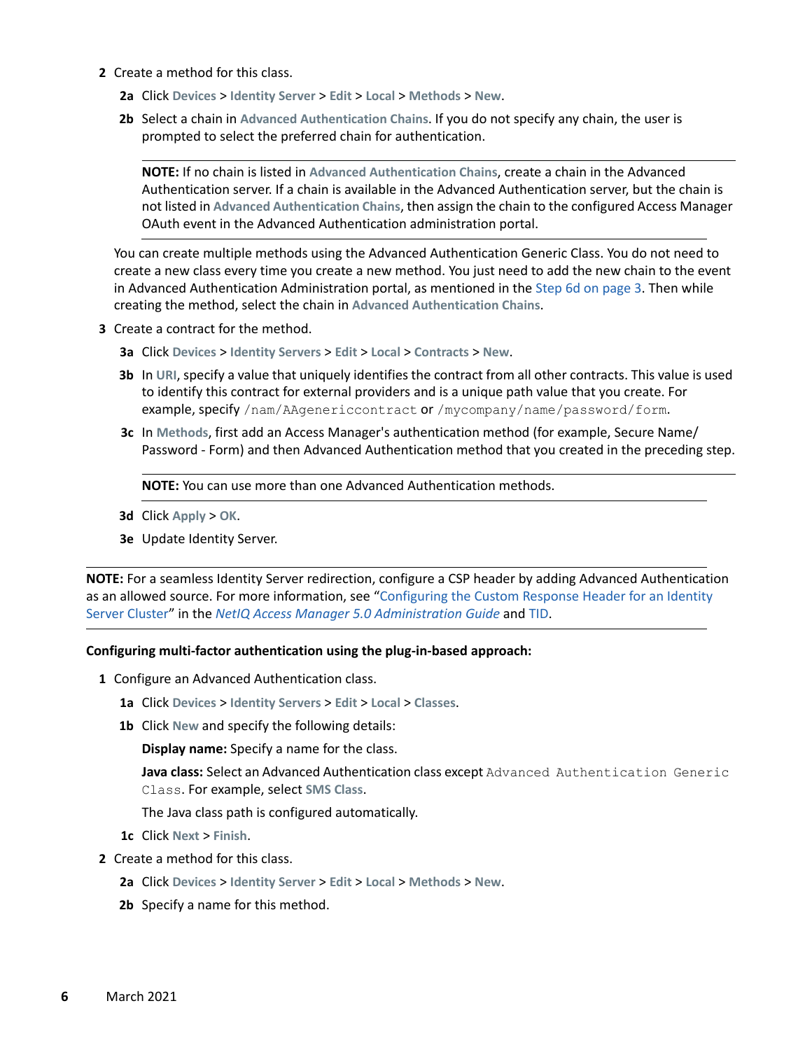2 Create a method for this class.

   2a Click **Devices** > **Identity Server** > **Edit** > **Local** > **Methods** > **New**.

   2b Select a chain in **Advanced Authentication Chains**. If you do not specify any chain, the user is prompted to select the preferred chain for authentication.

   > **NOTE:** If no chain is listed in **Advanced Authentication Chains**, create a chain in the Advanced Authentication server. If a chain is available in the Advanced Authentication server, but the chain is not listed in **Advanced Authentication Chains**, then assign the chain to the configured Access Manager OAuth event in the Advanced Authentication administration portal.

   You can create multiple methods using the Advanced Authentication Generic Class. You do not need to create a new class every time you create a new method. You just need to add the new chain to the event in Advanced Authentication Administration portal, as mentioned in the Step 6d on page 3. Then while creating the method, select the chain in **Advanced Authentication Chains**.

3 Create a contract for the method.

   3a Click **Devices** > **Identity Servers** > **Edit** > **Local** > **Contracts** > **New**.

   3b In **URI**, specify a value that uniquely identifies the contract from all other contracts. This value is used to identify this contract for external providers and is a unique path value that you create. For example, specify `/nam/AAgenericcontract` or `/mycompany/name/password/form`.

   3c In **Methods**, first add an Access Manager's authentication method (for example, Secure Name/Password - Form) and then Advanced Authentication method that you created in the preceding step.

   > **NOTE:** You can use more than one Advanced Authentication methods.

   3d Click **Apply** > **OK**.

   3e Update Identity Server.

> **NOTE:** For a seamless Identity Server redirection, configure a CSP header by adding Advanced Authentication as an allowed source. For more information, see "Configuring the Custom Response Header for an Identity Server Cluster" in the *NetIQ Access Manager 5.0 Administration Guide* and TID.

**Configuring multi-factor authentication using the plug-in-based approach:**

1 Configure an Advanced Authentication class.

   1a Click **Devices** > **Identity Servers** > **Edit** > **Local** > **Classes**.

   1b Click **New** and specify the following details:

   **Display name:** Specify a name for the class.

   **Java class:** Select an Advanced Authentication class except `Advanced Authentication Generic Class`. For example, select **SMS Class**.

   The Java class path is configured automatically.

   1c Click **Next** > **Finish**.

2 Create a method for this class.

   2a Click **Devices** > **Identity Server** > **Edit** > **Local** > **Methods** > **New**.

   2b Specify a name for this method.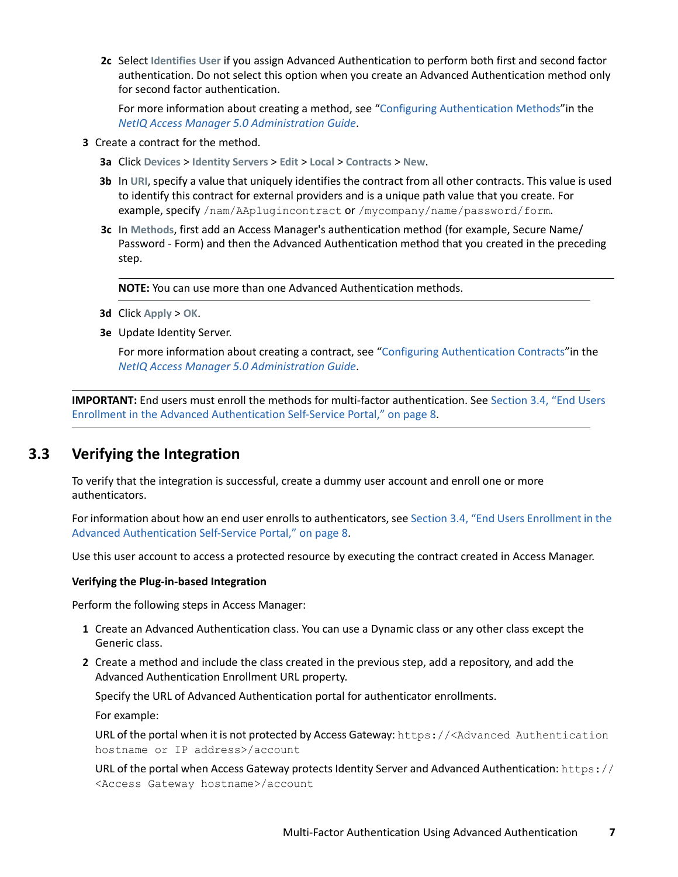**2c** Select **Identifies User** if you assign Advanced Authentication to perform both first and second factor authentication. Do not select this option when you create an Advanced Authentication method only for second factor authentication.

For more information about creating a method, see "Configuring Authentication Methods"in the *NetIQ Access Manager 5.0 Administration Guide*.

**3** Create a contract for the method.

**3a** Click **Devices** > **Identity Servers** > **Edit** > **Local** > **Contracts** > **New**.

**3b** In **URI**, specify a value that uniquely identifies the contract from all other contracts. This value is used to identify this contract for external providers and is a unique path value that you create. For example, specify `/nam/AAplugincontract` or `/mycompany/name/password/form`.

**3c** In **Methods**, first add an Access Manager's authentication method (for example, Secure Name/Password - Form) and then the Advanced Authentication method that you created in the preceding step.

---

**NOTE:** You can use more than one Advanced Authentication methods.

---

**3d** Click **Apply** > **OK**.

**3e** Update Identity Server.

For more information about creating a contract, see "Configuring Authentication Contracts"in the *NetIQ Access Manager 5.0 Administration Guide*.

---

**IMPORTANT:** End users must enroll the methods for multi-factor authentication. See Section 3.4, "End Users Enrollment in the Advanced Authentication Self-Service Portal," on page 8.

---

## 3.3 Verifying the Integration

To verify that the integration is successful, create a dummy user account and enroll one or more authenticators.

For information about how an end user enrolls to authenticators, see Section 3.4, "End Users Enrollment in the Advanced Authentication Self-Service Portal," on page 8.

Use this user account to access a protected resource by executing the contract created in Access Manager.

**Verifying the Plug-in-based Integration**

Perform the following steps in Access Manager:

**1** Create an Advanced Authentication class. You can use a Dynamic class or any other class except the Generic class.

**2** Create a method and include the class created in the previous step, add a repository, and add the Advanced Authentication Enrollment URL property.

Specify the URL of Advanced Authentication portal for authenticator enrollments.

For example:

URL of the portal when it is not protected by Access Gateway: `https://<Advanced Authentication hostname or IP address>/account`

URL of the portal when Access Gateway protects Identity Server and Advanced Authentication: `https://<Access Gateway hostname>/account`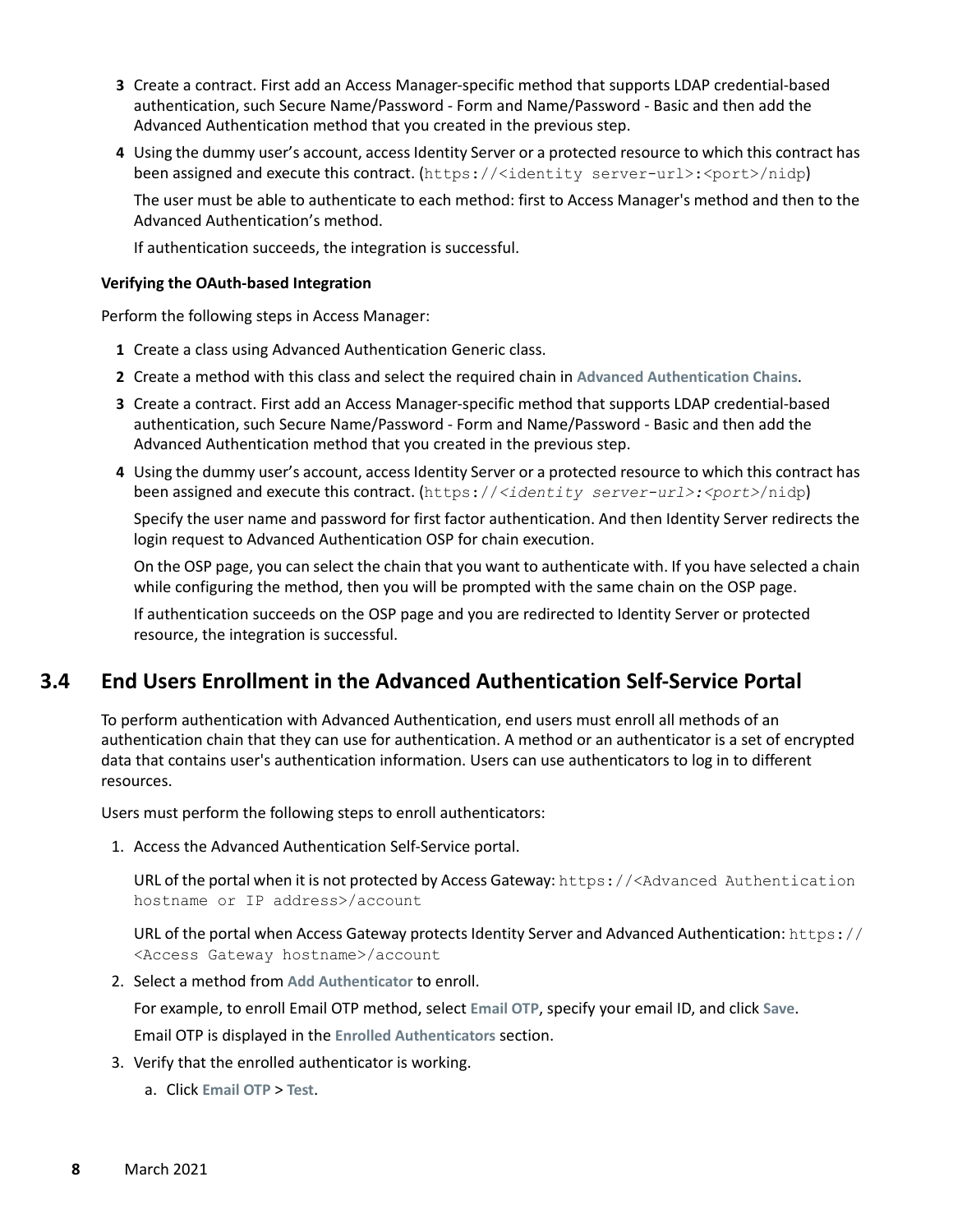3. Create a contract. First add an Access Manager-specific method that supports LDAP credential-based authentication, such Secure Name/Password - Form and Name/Password - Basic and then add the Advanced Authentication method that you created in the previous step.
4. Using the dummy user's account, access Identity Server or a protected resource to which this contract has been assigned and execute this contract. (`https://<identity server-url>:<port>/nidp`)

   The user must be able to authenticate to each method: first to Access Manager's method and then to the Advanced Authentication's method.

   If authentication succeeds, the integration is successful.

**Verifying the OAuth-based Integration**

Perform the following steps in Access Manager:

1. Create a class using Advanced Authentication Generic class.
2. Create a method with this class and select the required chain in **Advanced Authentication Chains**.
3. Create a contract. First add an Access Manager-specific method that supports LDAP credential-based authentication, such Secure Name/Password - Form and Name/Password - Basic and then add the Advanced Authentication method that you created in the previous step.
4. Using the dummy user's account, access Identity Server or a protected resource to which this contract has been assigned and execute this contract. (`https://`*`<identity server-url>:<port>`*`/nidp`)

   Specify the user name and password for first factor authentication. And then Identity Server redirects the login request to Advanced Authentication OSP for chain execution.

   On the OSP page, you can select the chain that you want to authenticate with. If you have selected a chain while configuring the method, then you will be prompted with the same chain on the OSP page.

   If authentication succeeds on the OSP page and you are redirected to Identity Server or protected resource, the integration is successful.

## 3.4 End Users Enrollment in the Advanced Authentication Self-Service Portal

To perform authentication with Advanced Authentication, end users must enroll all methods of an authentication chain that they can use for authentication. A method or an authenticator is a set of encrypted data that contains user's authentication information. Users can use authenticators to log in to different resources.

Users must perform the following steps to enroll authenticators:

1. Access the Advanced Authentication Self-Service portal.

   URL of the portal when it is not protected by Access Gateway: `https://<Advanced Authentication hostname or IP address>/account`

   URL of the portal when Access Gateway protects Identity Server and Advanced Authentication: `https://<Access Gateway hostname>/account`

2. Select a method from **Add Authenticator** to enroll.

   For example, to enroll Email OTP method, select **Email OTP**, specify your email ID, and click **Save**.

   Email OTP is displayed in the **Enrolled Authenticators** section.

3. Verify that the enrolled authenticator is working.

   a. Click **Email OTP** > **Test**.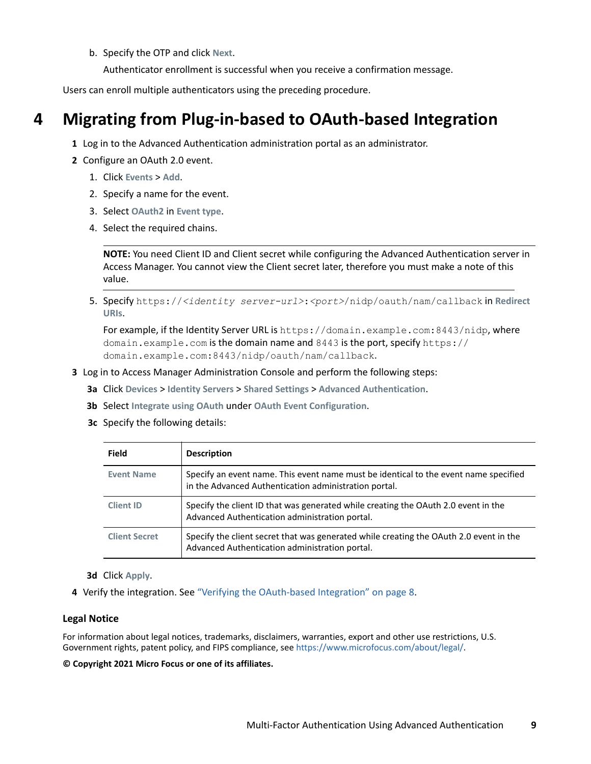b. Specify the OTP and click **Next**.

   Authenticator enrollment is successful when you receive a confirmation message.

Users can enroll multiple authenticators using the preceding procedure.

# 4 Migrating from Plug-in-based to OAuth-based Integration

**1** Log in to the Advanced Authentication administration portal as an administrator.

**2** Configure an OAuth 2.0 event.

1. Click **Events** > **Add**.
2. Specify a name for the event.
3. Select **OAuth2** in **Event type**.
4. Select the required chains.

   **NOTE:** You need Client ID and Client secret while configuring the Advanced Authentication server in Access Manager. You cannot view the Client secret later, therefore you must make a note of this value.

5. Specify `https://<identity server-url>:<port>/nidp/oauth/nam/callback` in **Redirect URIs**.

   For example, if the Identity Server URL is `https://domain.example.com:8443/nidp`, where `domain.example.com` is the domain name and `8443` is the port, specify `https://domain.example.com:8443/nidp/oauth/nam/callback`.

**3** Log in to Access Manager Administration Console and perform the following steps:

**3a** Click **Devices** > **Identity Servers** > **Shared Settings** > **Advanced Authentication**.

**3b** Select **Integrate using OAuth** under **OAuth Event Configuration**.

**3c** Specify the following details:

| Field | Description |
|---|---|
| **Event Name** | Specify an event name. This event name must be identical to the event name specified in the Advanced Authentication administration portal. |
| **Client ID** | Specify the client ID that was generated while creating the OAuth 2.0 event in the Advanced Authentication administration portal. |
| **Client Secret** | Specify the client secret that was generated while creating the OAuth 2.0 event in the Advanced Authentication administration portal. |

**3d** Click **Apply**.

**4** Verify the integration. See "Verifying the OAuth-based Integration" on page 8.

### Legal Notice

For information about legal notices, trademarks, disclaimers, warranties, export and other use restrictions, U.S. Government rights, patent policy, and FIPS compliance, see https://www.microfocus.com/about/legal/.

**© Copyright 2021 Micro Focus or one of its affiliates.**